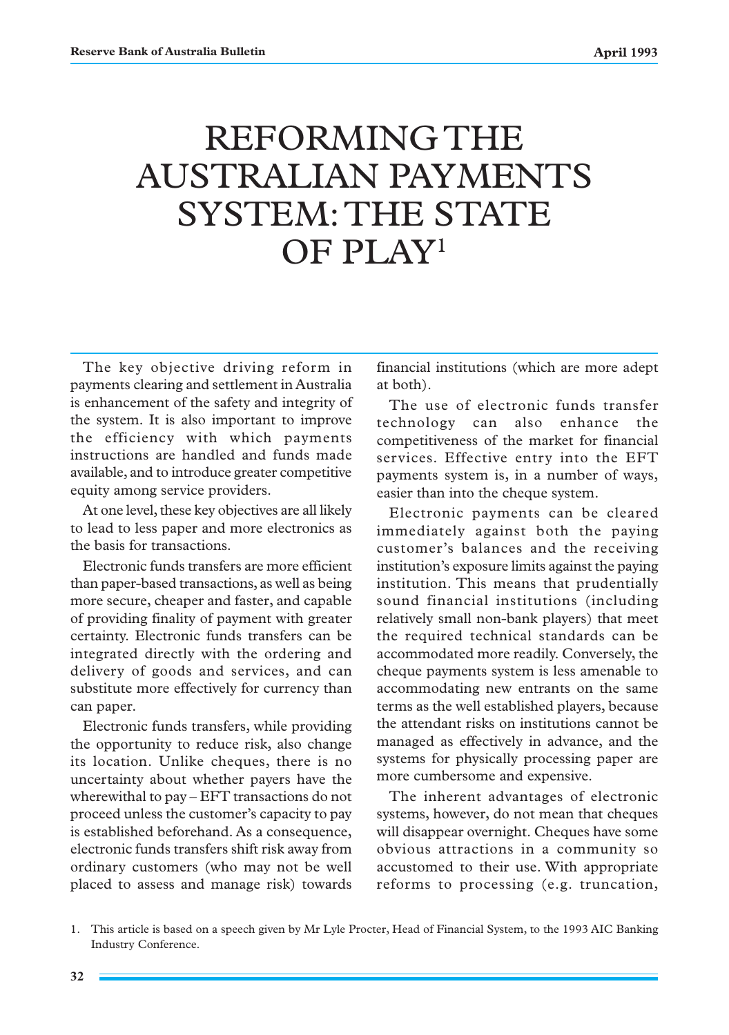# REFORMING THE AUSTRALIAN PAYMENTS SYSTEM: THE STATE OF PLAY[1]

The key objective driving reform in payments clearing and settlement in Australia is enhancement of the safety and integrity of the system. It is also important to improve the efficiency with which payments instructions are handled and funds made available, and to introduce greater competitive equity among service providers.

At one level, these key objectives are all likely to lead to less paper and more electronics as the basis for transactions.

Electronic funds transfers are more efficient than paper-based transactions, as well as being more secure, cheaper and faster, and capable of providing finality of payment with greater certainty. Electronic funds transfers can be integrated directly with the ordering and delivery of goods and services, and can substitute more effectively for currency than can paper.

Electronic funds transfers, while providing the opportunity to reduce risk, also change its location. Unlike cheques, there is no uncertainty about whether payers have the wherewithal to pay – EFT transactions do not proceed unless the customer's capacity to pay is established beforehand. As a consequence, electronic funds transfers shift risk away from ordinary customers (who may not be well placed to assess and manage risk) towards financial institutions (which are more adept at both).

The use of electronic funds transfer technology can also enhance the competitiveness of the market for financial services. Effective entry into the EFT payments system is, in a number of ways, easier than into the cheque system.

Electronic payments can be cleared immediately against both the paying customer's balances and the receiving institution's exposure limits against the paying institution. This means that prudentially sound financial institutions (including relatively small non-bank players) that meet the required technical standards can be accommodated more readily. Conversely, the cheque payments system is less amenable to accommodating new entrants on the same terms as the well established players, because the attendant risks on institutions cannot be managed as effectively in advance, and the systems for physically processing paper are more cumbersome and expensive.

The inherent advantages of electronic systems, however, do not mean that cheques will disappear overnight. Cheques have some obvious attractions in a community so accustomed to their use. With appropriate reforms to processing (e.g. truncation,

1. This article is based on a speech given by Mr Lyle Procter, Head of Financial System, to the 1993 AIC Banking Industry Conference.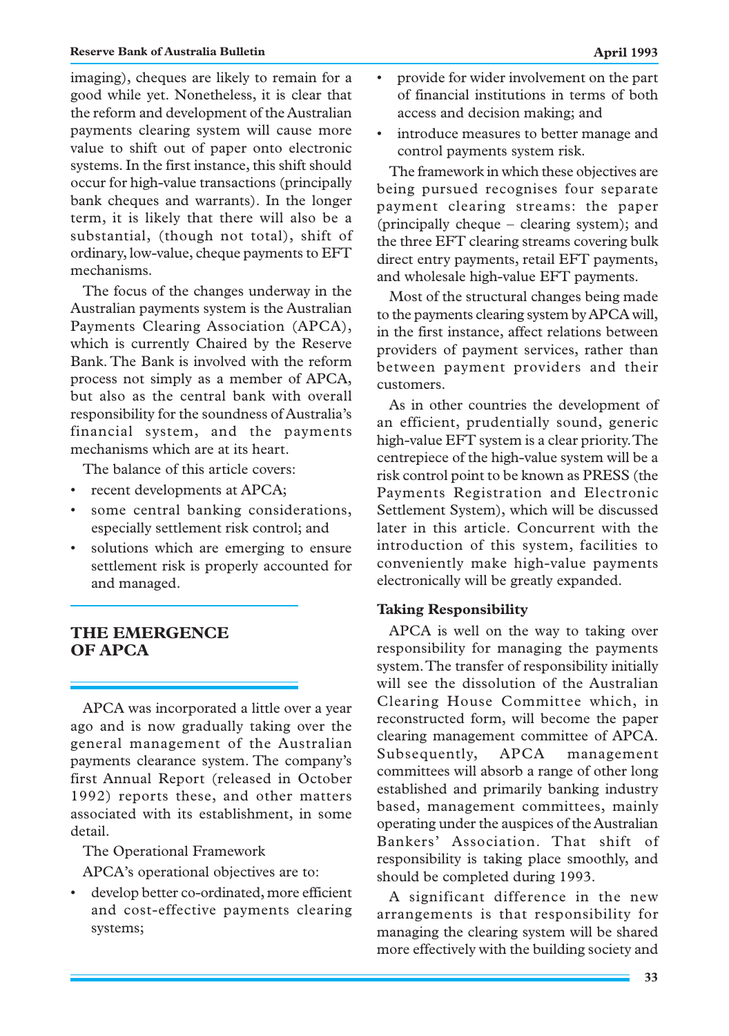imaging), cheques are likely to remain for a good while yet. Nonetheless, it is clear that the reform and development of the Australian payments clearing system will cause more value to shift out of paper onto electronic systems. In the first instance, this shift should occur for high-value transactions (principally bank cheques and warrants). In the longer term, it is likely that there will also be a substantial, (though not total), shift of ordinary, low-value, cheque payments to EFT mechanisms.

The focus of the changes underway in the Australian payments system is the Australian Payments Clearing Association (APCA), which is currently Chaired by the Reserve Bank. The Bank is involved with the reform process not simply as a member of APCA, but also as the central bank with overall responsibility for the soundness of Australia's financial system, and the payments mechanisms which are at its heart.

The balance of this article covers:

- recent developments at APCA;
- some central banking considerations, especially settlement risk control; and
- solutions which are emerging to ensure settlement risk is properly accounted for and managed.

## THE EMERGENCE OF APCA

APCA was incorporated a little over a year ago and is now gradually taking over the general management of the Australian payments clearance system. The company's first Annual Report (released in October 1992) reports these, and other matters associated with its establishment, in some detail.

The Operational Framework

APCA's operational objectives are to:

- develop better co-ordinated, more efficient and cost-effective payments clearing systems;
- provide for wider involvement on the part of financial institutions in terms of both access and decision making; and
- introduce measures to better manage and control payments system risk.

The framework in which these objectives are being pursued recognises four separate payment clearing streams: the paper (principally cheque – clearing system); and the three EFT clearing streams covering bulk direct entry payments, retail EFT payments, and wholesale high-value EFT payments.

Most of the structural changes being made to the payments clearing system by APCA will, in the first instance, affect relations between providers of payment services, rather than between payment providers and their customers.

As in other countries the development of an efficient, prudentially sound, generic high-value EFT system is a clear priority. The centrepiece of the high-value system will be a risk control point to be known as PRESS (the Payments Registration and Electronic Settlement System), which will be discussed later in this article. Concurrent with the introduction of this system, facilities to conveniently make high-value payments electronically will be greatly expanded.

### Taking Responsibility

APCA is well on the way to taking over responsibility for managing the payments system. The transfer of responsibility initially will see the dissolution of the Australian Clearing House Committee which, in reconstructed form, will become the paper clearing management committee of APCA. Subsequently, APCA management committees will absorb a range of other long established and primarily banking industry based, management committees, mainly operating under the auspices of the Australian Bankers' Association. That shift of responsibility is taking place smoothly, and should be completed during 1993.

A significant difference in the new arrangements is that responsibility for managing the clearing system will be shared more effectively with the building society and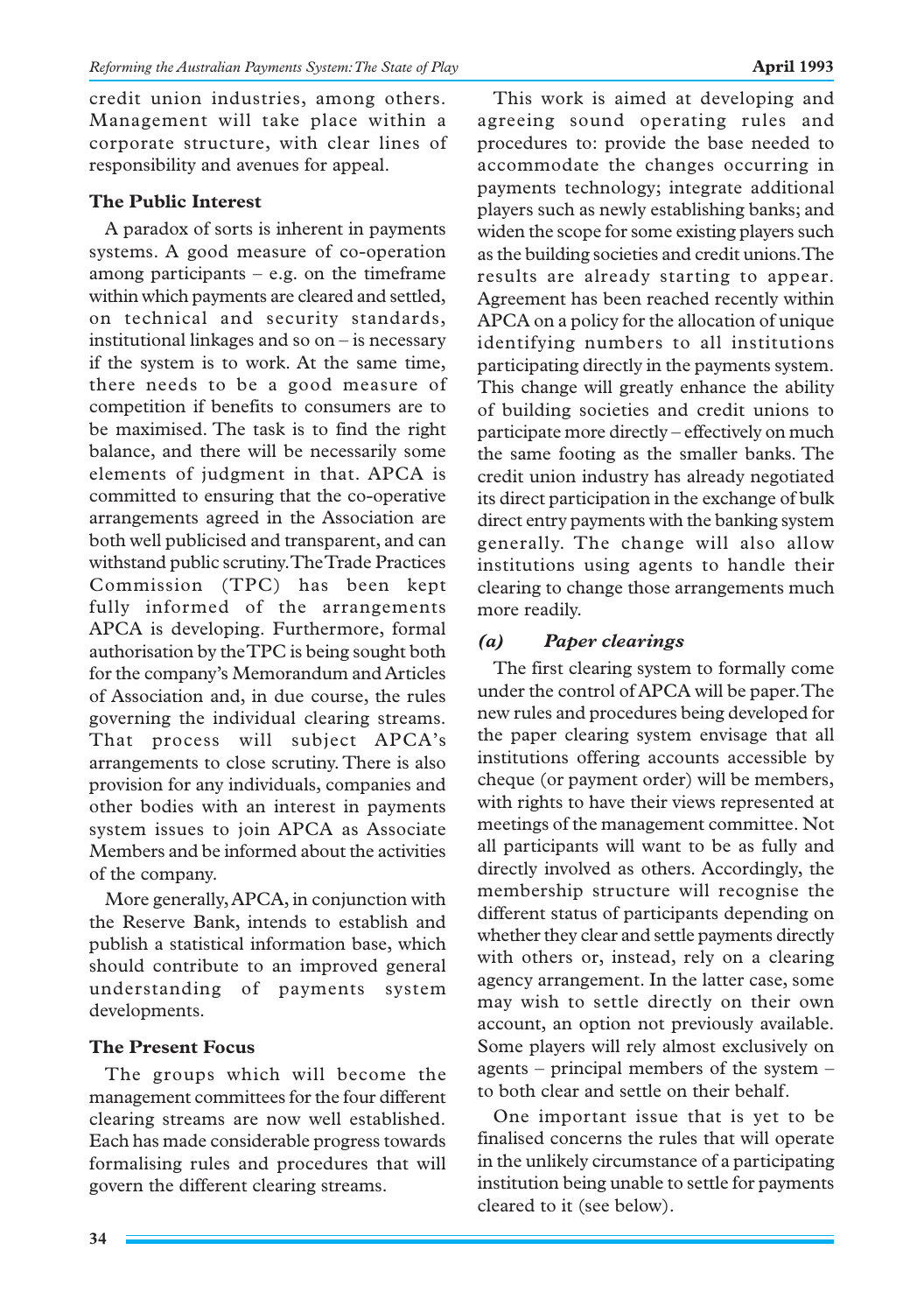credit union industries, among others. Management will take place within a corporate structure, with clear lines of responsibility and avenues for appeal.

## The Public Interest

A paradox of sorts is inherent in payments systems. A good measure of co-operation among participants – e.g. on the timeframe within which payments are cleared and settled, on technical and security standards, institutional linkages and so on – is necessary if the system is to work. At the same time, there needs to be a good measure of competition if benefits to consumers are to be maximised. The task is to find the right balance, and there will be necessarily some elements of judgment in that. APCA is committed to ensuring that the co-operative arrangements agreed in the Association are both well publicised and transparent, and can withstand public scrutiny. The Trade Practices Commission (TPC) has been kept fully informed of the arrangements APCA is developing. Furthermore, formal authorisation by the TPC is being sought both for the company's Memorandum and Articles of Association and, in due course, the rules governing the individual clearing streams. That process will subject APCA's arrangements to close scrutiny. There is also provision for any individuals, companies and other bodies with an interest in payments system issues to join APCA as Associate Members and be informed about the activities of the company.

More generally, APCA, in conjunction with the Reserve Bank, intends to establish and publish a statistical information base, which should contribute to an improved general understanding of payments system developments.

## The Present Focus

The groups which will become the management committees for the four different clearing streams are now well established. Each has made considerable progress towards formalising rules and procedures that will govern the different clearing streams.

This work is aimed at developing and agreeing sound operating rules and procedures to: provide the base needed to accommodate the changes occurring in payments technology; integrate additional players such as newly establishing banks; and widen the scope for some existing players such as the building societies and credit unions. The results are already starting to appear. Agreement has been reached recently within APCA on a policy for the allocation of unique identifying numbers to all institutions participating directly in the payments system. This change will greatly enhance the ability of building societies and credit unions to participate more directly – effectively on much the same footing as the smaller banks. The credit union industry has already negotiated its direct participation in the exchange of bulk direct entry payments with the banking system generally. The change will also allow institutions using agents to handle their clearing to change those arrangements much more readily.

### *(a) Paper clearings*

The first clearing system to formally come under the control of APCA will be paper. The new rules and procedures being developed for the paper clearing system envisage that all institutions offering accounts accessible by cheque (or payment order) will be members, with rights to have their views represented at meetings of the management committee. Not all participants will want to be as fully and directly involved as others. Accordingly, the membership structure will recognise the different status of participants depending on whether they clear and settle payments directly with others or, instead, rely on a clearing agency arrangement. In the latter case, some may wish to settle directly on their own account, an option not previously available. Some players will rely almost exclusively on agents – principal members of the system – to both clear and settle on their behalf.

One important issue that is yet to be finalised concerns the rules that will operate in the unlikely circumstance of a participating institution being unable to settle for payments cleared to it (see below).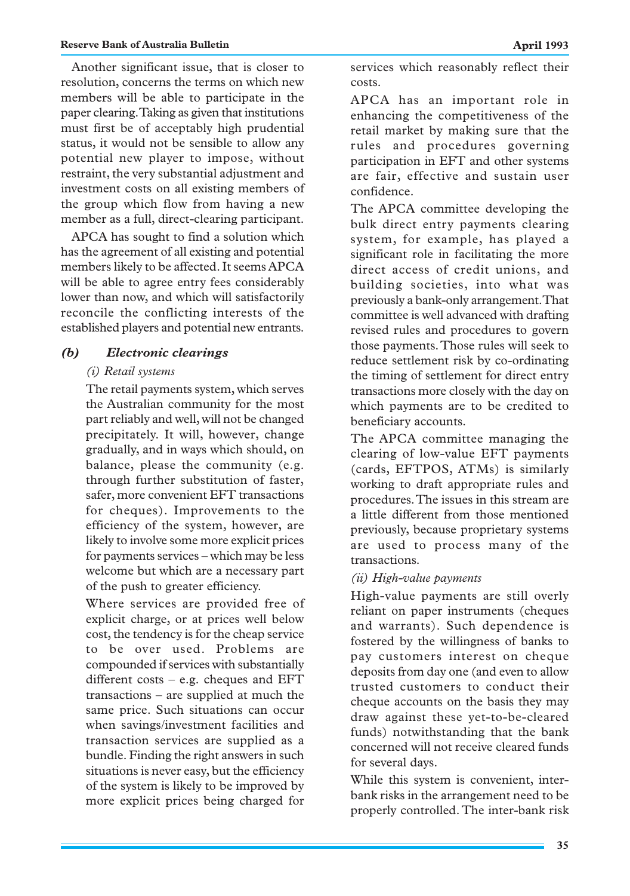Another significant issue, that is closer to resolution, concerns the terms on which new members will be able to participate in the paper clearing. Taking as given that institutions must first be of acceptably high prudential status, it would not be sensible to allow any potential new player to impose, without restraint, the very substantial adjustment and investment costs on all existing members of the group which flow from having a new member as a full, direct-clearing participant.

APCA has sought to find a solution which has the agreement of all existing and potential members likely to be affected. It seems APCA will be able to agree entry fees considerably lower than now, and which will satisfactorily reconcile the conflicting interests of the established players and potential new entrants.

### *(b) Electronic clearings*

#### *(i) Retail systems*

The retail payments system, which serves the Australian community for the most part reliably and well, will not be changed precipitately. It will, however, change gradually, and in ways which should, on balance, please the community (e.g. through further substitution of faster, safer, more convenient EFT transactions for cheques). Improvements to the efficiency of the system, however, are likely to involve some more explicit prices for payments services – which may be less welcome but which are a necessary part of the push to greater efficiency.

Where services are provided free of explicit charge, or at prices well below cost, the tendency is for the cheap service to be over used. Problems are compounded if services with substantially different costs – e.g. cheques and EFT transactions – are supplied at much the same price. Such situations can occur when savings/investment facilities and transaction services are supplied as a bundle. Finding the right answers in such situations is never easy, but the efficiency of the system is likely to be improved by more explicit prices being charged for services which reasonably reflect their costs.

APCA has an important role in enhancing the competitiveness of the retail market by making sure that the rules and procedures governing participation in EFT and other systems are fair, effective and sustain user confidence.

The APCA committee developing the bulk direct entry payments clearing system, for example, has played a significant role in facilitating the more direct access of credit unions, and building societies, into what was previously a bank-only arrangement. That committee is well advanced with drafting revised rules and procedures to govern those payments. Those rules will seek to reduce settlement risk by co-ordinating the timing of settlement for direct entry transactions more closely with the day on which payments are to be credited to beneficiary accounts.

The APCA committee managing the clearing of low-value EFT payments (cards, EFTPOS, ATMs) is similarly working to draft appropriate rules and procedures. The issues in this stream are a little different from those mentioned previously, because proprietary systems are used to process many of the transactions.

#### *(ii) High-value payments*

High-value payments are still overly reliant on paper instruments (cheques and warrants). Such dependence is fostered by the willingness of banks to pay customers interest on cheque deposits from day one (and even to allow trusted customers to conduct their cheque accounts on the basis they may draw against these yet-to-be-cleared funds) notwithstanding that the bank concerned will not receive cleared funds for several days.

While this system is convenient, inter-bank risks in the arrangement need to be properly controlled. The inter-bank risk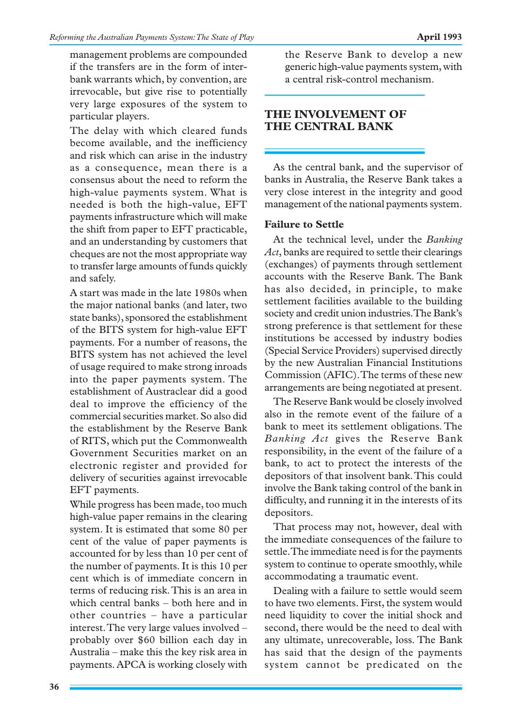management problems are compounded if the transfers are in the form of inter-bank warrants which, by convention, are irrevocable, but give rise to potentially very large exposures of the system to particular players.

The delay with which cleared funds become available, and the inefficiency and risk which can arise in the industry as a consequence, mean there is a consensus about the need to reform the high-value payments system. What is needed is both the high-value, EFT payments infrastructure which will make the shift from paper to EFT practicable, and an understanding by customers that cheques are not the most appropriate way to transfer large amounts of funds quickly and safely.

A start was made in the late 1980s when the major national banks (and later, two state banks), sponsored the establishment of the BITS system for high-value EFT payments. For a number of reasons, the BITS system has not achieved the level of usage required to make strong inroads into the paper payments system. The establishment of Austraclear did a good deal to improve the efficiency of the commercial securities market. So also did the establishment by the Reserve Bank of RITS, which put the Commonwealth Government Securities market on an electronic register and provided for delivery of securities against irrevocable EFT payments.

While progress has been made, too much high-value paper remains in the clearing system. It is estimated that some 80 per cent of the value of paper payments is accounted for by less than 10 per cent of the number of payments. It is this 10 per cent which is of immediate concern in terms of reducing risk. This is an area in which central banks – both here and in other countries – have a particular interest. The very large values involved – probably over $60 billion each day in Australia – make this the key risk area in payments. APCA is working closely with the Reserve Bank to develop a new generic high-value payments system, with a central risk-control mechanism.

## THE INVOLVEMENT OF THE CENTRAL BANK

As the central bank, and the supervisor of banks in Australia, the Reserve Bank takes a very close interest in the integrity and good management of the national payments system.

### Failure to Settle

At the technical level, under the *Banking Act*, banks are required to settle their clearings (exchanges) of payments through settlement accounts with the Reserve Bank. The Bank has also decided, in principle, to make settlement facilities available to the building society and credit union industries. The Bank's strong preference is that settlement for these institutions be accessed by industry bodies (Special Service Providers) supervised directly by the new Australian Financial Institutions Commission (AFIC). The terms of these new arrangements are being negotiated at present.

The Reserve Bank would be closely involved also in the remote event of the failure of a bank to meet its settlement obligations. The *Banking Act* gives the Reserve Bank responsibility, in the event of the failure of a bank, to act to protect the interests of the depositors of that insolvent bank. This could involve the Bank taking control of the bank in difficulty, and running it in the interests of its depositors.

That process may not, however, deal with the immediate consequences of the failure to settle. The immediate need is for the payments system to continue to operate smoothly, while accommodating a traumatic event.

Dealing with a failure to settle would seem to have two elements. First, the system would need liquidity to cover the initial shock and second, there would be the need to deal with any ultimate, unrecoverable, loss. The Bank has said that the design of the payments system cannot be predicated on the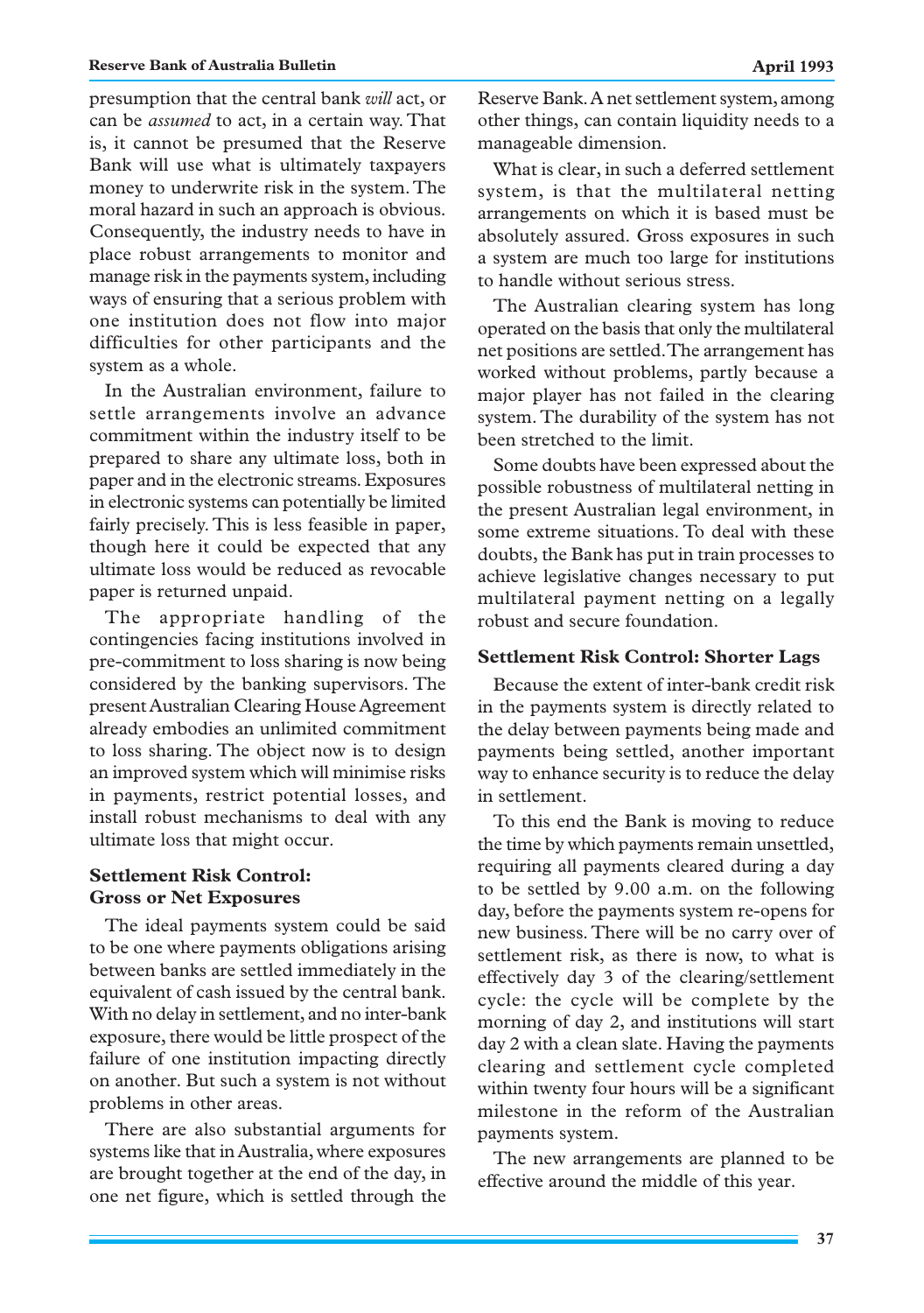presumption that the central bank *will* act, or can be *assumed* to act, in a certain way. That is, it cannot be presumed that the Reserve Bank will use what is ultimately taxpayers money to underwrite risk in the system. The moral hazard in such an approach is obvious. Consequently, the industry needs to have in place robust arrangements to monitor and manage risk in the payments system, including ways of ensuring that a serious problem with one institution does not flow into major difficulties for other participants and the system as a whole.

In the Australian environment, failure to settle arrangements involve an advance commitment within the industry itself to be prepared to share any ultimate loss, both in paper and in the electronic streams. Exposures in electronic systems can potentially be limited fairly precisely. This is less feasible in paper, though here it could be expected that any ultimate loss would be reduced as revocable paper is returned unpaid.

The appropriate handling of the contingencies facing institutions involved in pre-commitment to loss sharing is now being considered by the banking supervisors. The present Australian Clearing House Agreement already embodies an unlimited commitment to loss sharing. The object now is to design an improved system which will minimise risks in payments, restrict potential losses, and install robust mechanisms to deal with any ultimate loss that might occur.

### Settlement Risk Control: Gross or Net Exposures

The ideal payments system could be said to be one where payments obligations arising between banks are settled immediately in the equivalent of cash issued by the central bank. With no delay in settlement, and no inter-bank exposure, there would be little prospect of the failure of one institution impacting directly on another. But such a system is not without problems in other areas.

There are also substantial arguments for systems like that in Australia, where exposures are brought together at the end of the day, in one net figure, which is settled through the Reserve Bank. A net settlement system, among other things, can contain liquidity needs to a manageable dimension.

What is clear, in such a deferred settlement system, is that the multilateral netting arrangements on which it is based must be absolutely assured. Gross exposures in such a system are much too large for institutions to handle without serious stress.

The Australian clearing system has long operated on the basis that only the multilateral net positions are settled. The arrangement has worked without problems, partly because a major player has not failed in the clearing system. The durability of the system has not been stretched to the limit.

Some doubts have been expressed about the possible robustness of multilateral netting in the present Australian legal environment, in some extreme situations. To deal with these doubts, the Bank has put in train processes to achieve legislative changes necessary to put multilateral payment netting on a legally robust and secure foundation.

### Settlement Risk Control: Shorter Lags

Because the extent of inter-bank credit risk in the payments system is directly related to the delay between payments being made and payments being settled, another important way to enhance security is to reduce the delay in settlement.

To this end the Bank is moving to reduce the time by which payments remain unsettled, requiring all payments cleared during a day to be settled by 9.00 a.m. on the following day, before the payments system re-opens for new business. There will be no carry over of settlement risk, as there is now, to what is effectively day 3 of the clearing/settlement cycle: the cycle will be complete by the morning of day 2, and institutions will start day 2 with a clean slate. Having the payments clearing and settlement cycle completed within twenty four hours will be a significant milestone in the reform of the Australian payments system.

The new arrangements are planned to be effective around the middle of this year.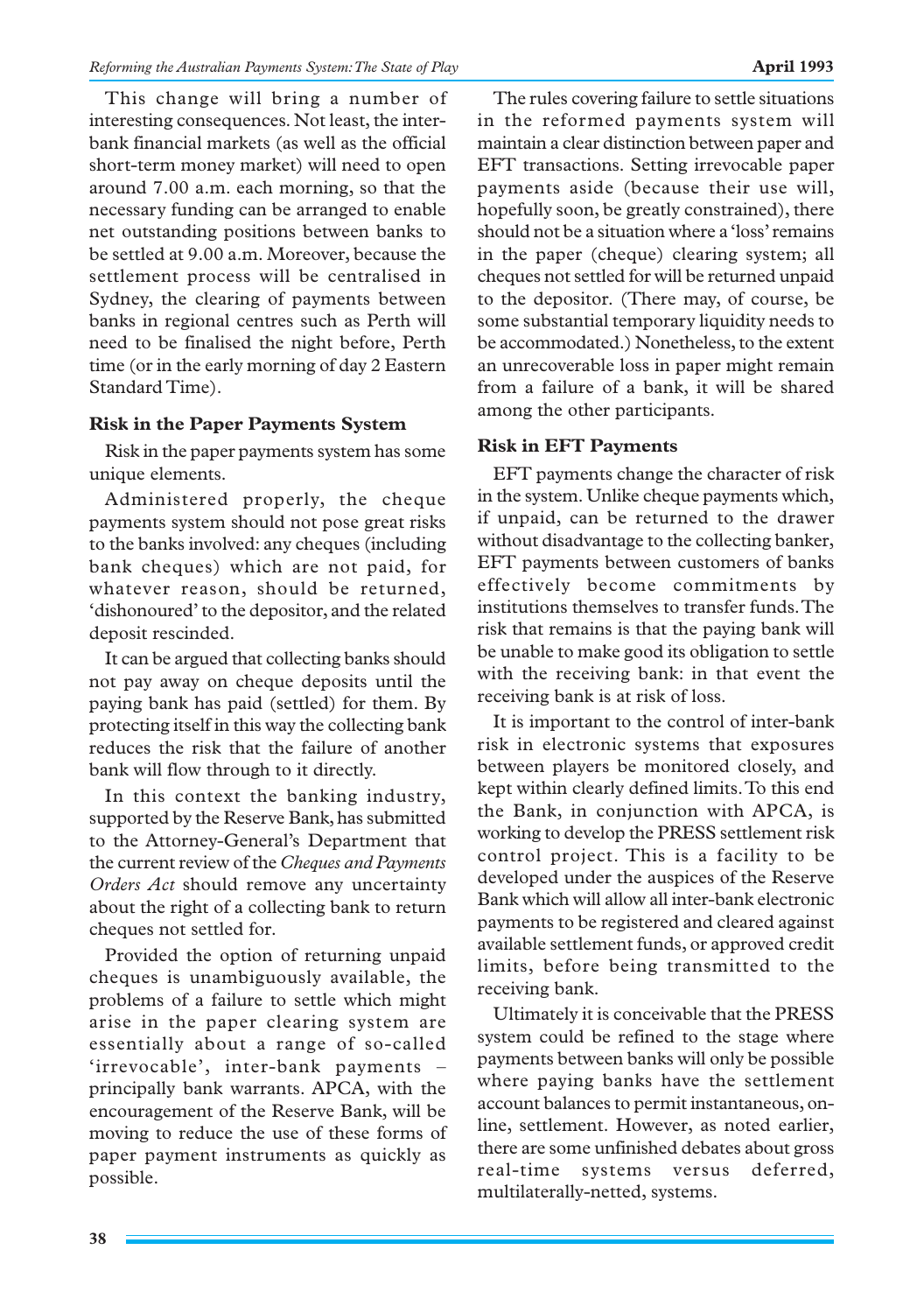This change will bring a number of interesting consequences. Not least, the inter-bank financial markets (as well as the official short-term money market) will need to open around 7.00 a.m. each morning, so that the necessary funding can be arranged to enable net outstanding positions between banks to be settled at 9.00 a.m. Moreover, because the settlement process will be centralised in Sydney, the clearing of payments between banks in regional centres such as Perth will need to be finalised the night before, Perth time (or in the early morning of day 2 Eastern Standard Time).

### Risk in the Paper Payments System

Risk in the paper payments system has some unique elements.

Administered properly, the cheque payments system should not pose great risks to the banks involved: any cheques (including bank cheques) which are not paid, for whatever reason, should be returned, 'dishonoured' to the depositor, and the related deposit rescinded.

It can be argued that collecting banks should not pay away on cheque deposits until the paying bank has paid (settled) for them. By protecting itself in this way the collecting bank reduces the risk that the failure of another bank will flow through to it directly.

In this context the banking industry, supported by the Reserve Bank, has submitted to the Attorney-General's Department that the current review of the *Cheques and Payments Orders Act* should remove any uncertainty about the right of a collecting bank to return cheques not settled for.

Provided the option of returning unpaid cheques is unambiguously available, the problems of a failure to settle which might arise in the paper clearing system are essentially about a range of so-called 'irrevocable', inter-bank payments – principally bank warrants. APCA, with the encouragement of the Reserve Bank, will be moving to reduce the use of these forms of paper payment instruments as quickly as possible.

The rules covering failure to settle situations in the reformed payments system will maintain a clear distinction between paper and EFT transactions. Setting irrevocable paper payments aside (because their use will, hopefully soon, be greatly constrained), there should not be a situation where a 'loss' remains in the paper (cheque) clearing system; all cheques not settled for will be returned unpaid to the depositor. (There may, of course, be some substantial temporary liquidity needs to be accommodated.) Nonetheless, to the extent an unrecoverable loss in paper might remain from a failure of a bank, it will be shared among the other participants.

### Risk in EFT Payments

EFT payments change the character of risk in the system. Unlike cheque payments which, if unpaid, can be returned to the drawer without disadvantage to the collecting banker, EFT payments between customers of banks effectively become commitments by institutions themselves to transfer funds. The risk that remains is that the paying bank will be unable to make good its obligation to settle with the receiving bank: in that event the receiving bank is at risk of loss.

It is important to the control of inter-bank risk in electronic systems that exposures between players be monitored closely, and kept within clearly defined limits. To this end the Bank, in conjunction with APCA, is working to develop the PRESS settlement risk control project. This is a facility to be developed under the auspices of the Reserve Bank which will allow all inter-bank electronic payments to be registered and cleared against available settlement funds, or approved credit limits, before being transmitted to the receiving bank.

Ultimately it is conceivable that the PRESS system could be refined to the stage where payments between banks will only be possible where paying banks have the settlement account balances to permit instantaneous, on-line, settlement. However, as noted earlier, there are some unfinished debates about gross real-time systems versus deferred, multilaterally-netted, systems.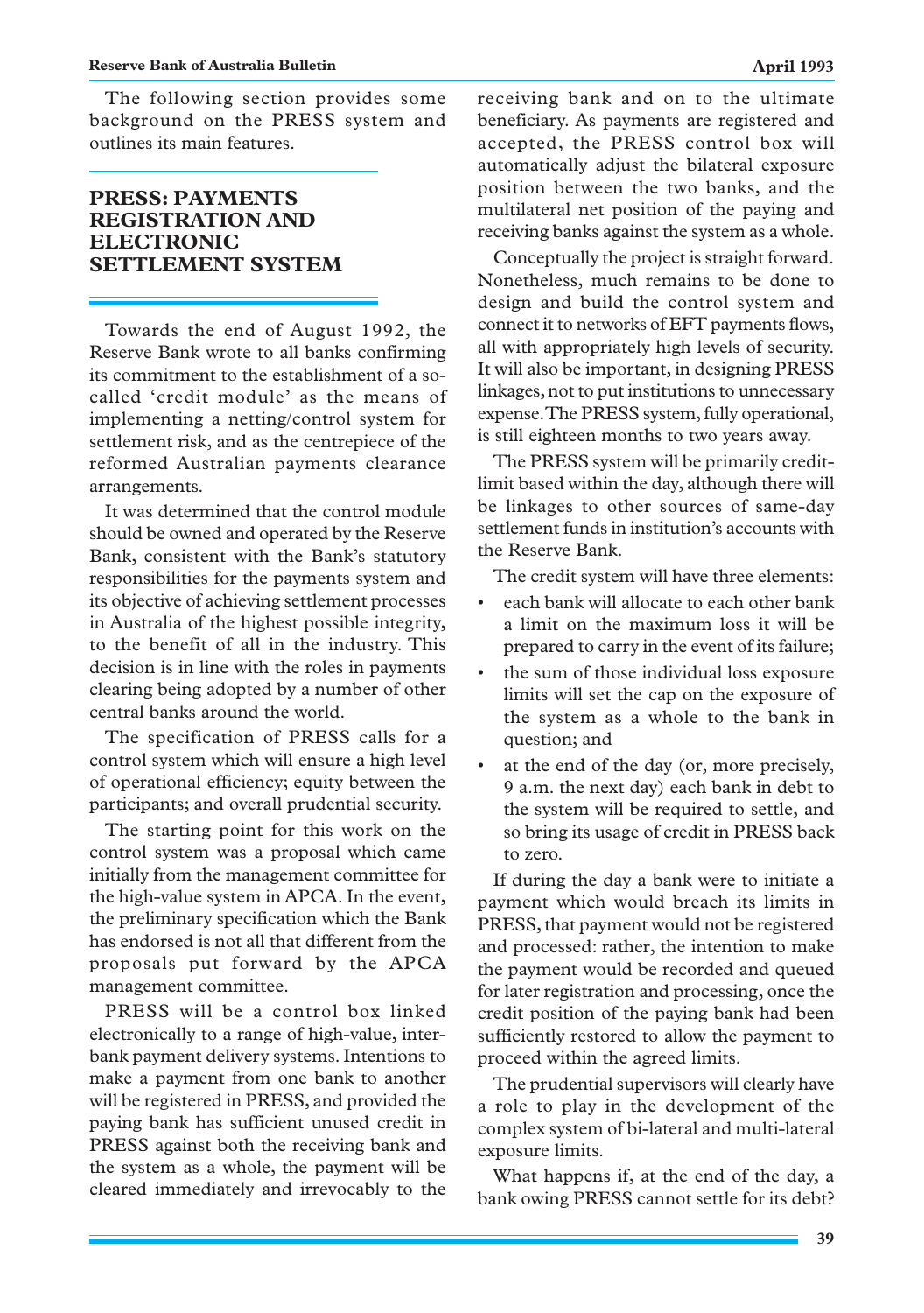The following section provides some background on the PRESS system and outlines its main features.

## PRESS: PAYMENTS REGISTRATION AND ELECTRONIC SETTLEMENT SYSTEM

Towards the end of August 1992, the Reserve Bank wrote to all banks confirming its commitment to the establishment of a so-called 'credit module' as the means of implementing a netting/control system for settlement risk, and as the centrepiece of the reformed Australian payments clearance arrangements.

It was determined that the control module should be owned and operated by the Reserve Bank, consistent with the Bank's statutory responsibilities for the payments system and its objective of achieving settlement processes in Australia of the highest possible integrity, to the benefit of all in the industry. This decision is in line with the roles in payments clearing being adopted by a number of other central banks around the world.

The specification of PRESS calls for a control system which will ensure a high level of operational efficiency; equity between the participants; and overall prudential security.

The starting point for this work on the control system was a proposal which came initially from the management committee for the high-value system in APCA. In the event, the preliminary specification which the Bank has endorsed is not all that different from the proposals put forward by the APCA management committee.

PRESS will be a control box linked electronically to a range of high-value, inter-bank payment delivery systems. Intentions to make a payment from one bank to another will be registered in PRESS, and provided the paying bank has sufficient unused credit in PRESS against both the receiving bank and the system as a whole, the payment will be cleared immediately and irrevocably to the receiving bank and on to the ultimate beneficiary. As payments are registered and accepted, the PRESS control box will automatically adjust the bilateral exposure position between the two banks, and the multilateral net position of the paying and receiving banks against the system as a whole.

Conceptually the project is straight forward. Nonetheless, much remains to be done to design and build the control system and connect it to networks of EFT payments flows, all with appropriately high levels of security. It will also be important, in designing PRESS linkages, not to put institutions to unnecessary expense. The PRESS system, fully operational, is still eighteen months to two years away.

The PRESS system will be primarily credit-limit based within the day, although there will be linkages to other sources of same-day settlement funds in institution's accounts with the Reserve Bank.

The credit system will have three elements:

- each bank will allocate to each other bank a limit on the maximum loss it will be prepared to carry in the event of its failure;
- the sum of those individual loss exposure limits will set the cap on the exposure of the system as a whole to the bank in question; and
- at the end of the day (or, more precisely, 9 a.m. the next day) each bank in debt to the system will be required to settle, and so bring its usage of credit in PRESS back to zero.

If during the day a bank were to initiate a payment which would breach its limits in PRESS, that payment would not be registered and processed: rather, the intention to make the payment would be recorded and queued for later registration and processing, once the credit position of the paying bank had been sufficiently restored to allow the payment to proceed within the agreed limits.

The prudential supervisors will clearly have a role to play in the development of the complex system of bi-lateral and multi-lateral exposure limits.

What happens if, at the end of the day, a bank owing PRESS cannot settle for its debt?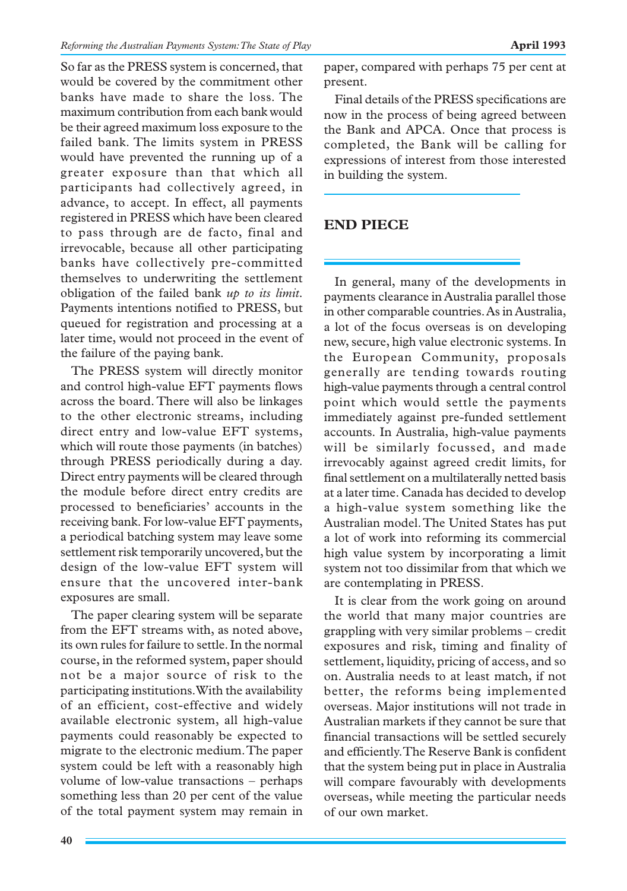So far as the PRESS system is concerned, that would be covered by the commitment other banks have made to share the loss. The maximum contribution from each bank would be their agreed maximum loss exposure to the failed bank. The limits system in PRESS would have prevented the running up of a greater exposure than that which all participants had collectively agreed, in advance, to accept. In effect, all payments registered in PRESS which have been cleared to pass through are de facto, final and irrevocable, because all other participating banks have collectively pre-committed themselves to underwriting the settlement obligation of the failed bank *up to its limit*. Payments intentions notified to PRESS, but queued for registration and processing at a later time, would not proceed in the event of the failure of the paying bank.

The PRESS system will directly monitor and control high-value EFT payments flows across the board. There will also be linkages to the other electronic streams, including direct entry and low-value EFT systems, which will route those payments (in batches) through PRESS periodically during a day. Direct entry payments will be cleared through the module before direct entry credits are processed to beneficiaries' accounts in the receiving bank. For low-value EFT payments, a periodical batching system may leave some settlement risk temporarily uncovered, but the design of the low-value EFT system will ensure that the uncovered inter-bank exposures are small.

The paper clearing system will be separate from the EFT streams with, as noted above, its own rules for failure to settle. In the normal course, in the reformed system, paper should not be a major source of risk to the participating institutions. With the availability of an efficient, cost-effective and widely available electronic system, all high-value payments could reasonably be expected to migrate to the electronic medium. The paper system could be left with a reasonably high volume of low-value transactions – perhaps something less than 20 per cent of the value of the total payment system may remain in paper, compared with perhaps 75 per cent at present.

Final details of the PRESS specifications are now in the process of being agreed between the Bank and APCA. Once that process is completed, the Bank will be calling for expressions of interest from those interested in building the system.

## END PIECE

In general, many of the developments in payments clearance in Australia parallel those in other comparable countries. As in Australia, a lot of the focus overseas is on developing new, secure, high value electronic systems. In the European Community, proposals generally are tending towards routing high-value payments through a central control point which would settle the payments immediately against pre-funded settlement accounts. In Australia, high-value payments will be similarly focussed, and made irrevocably against agreed credit limits, for final settlement on a multilaterally netted basis at a later time. Canada has decided to develop a high-value system something like the Australian model. The United States has put a lot of work into reforming its commercial high value system by incorporating a limit system not too dissimilar from that which we are contemplating in PRESS.

It is clear from the work going on around the world that many major countries are grappling with very similar problems – credit exposures and risk, timing and finality of settlement, liquidity, pricing of access, and so on. Australia needs to at least match, if not better, the reforms being implemented overseas. Major institutions will not trade in Australian markets if they cannot be sure that financial transactions will be settled securely and efficiently. The Reserve Bank is confident that the system being put in place in Australia will compare favourably with developments overseas, while meeting the particular needs of our own market.